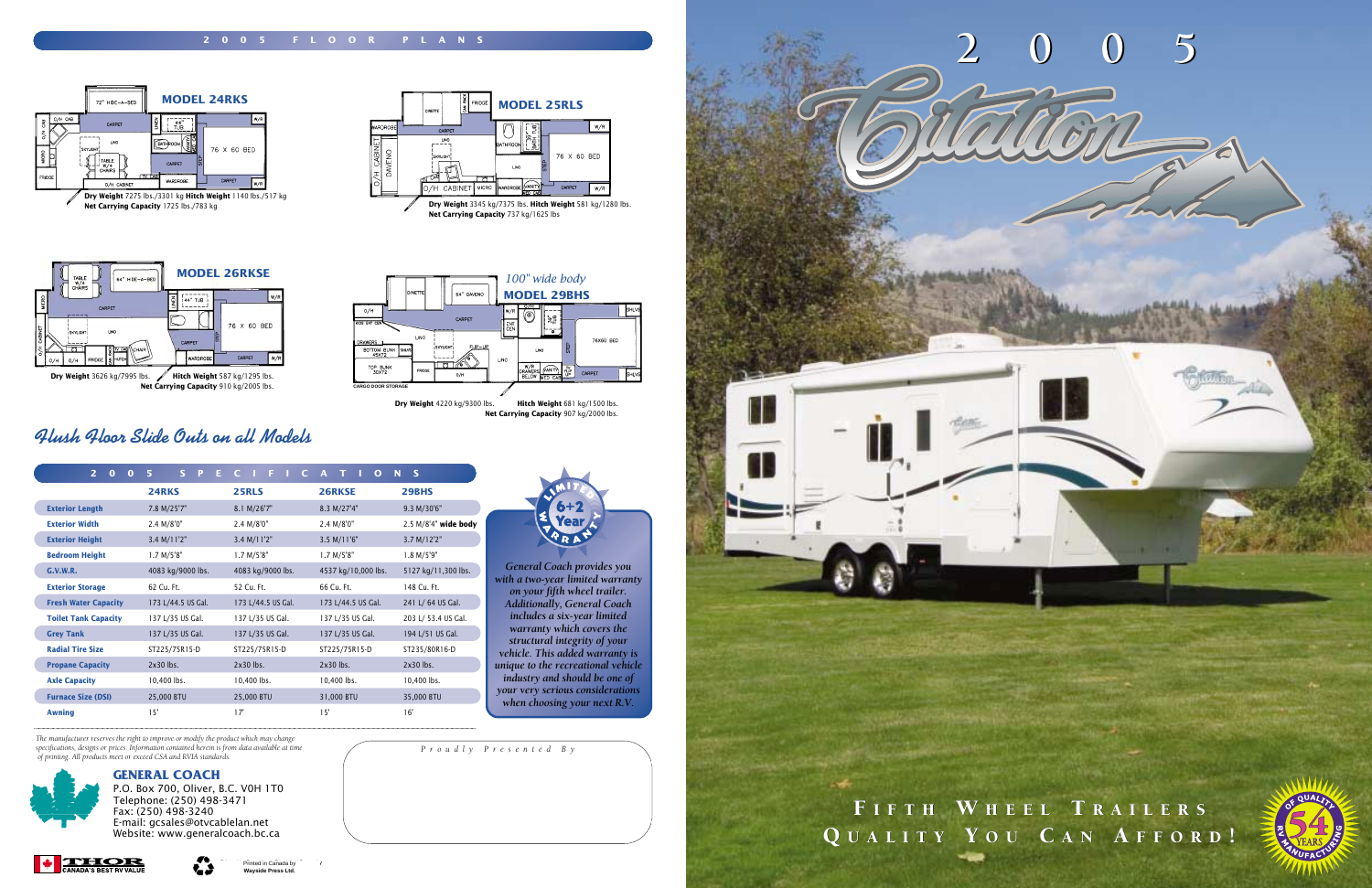## 2005 FLOOR PLANS

### MODEL 24RKS

**Dry Weight** 7275 lbs./3301 kg **Hitch Weight** 1140 lbs./517 kg
**Net Carrying Capacity** 1725 lbs./783 kg

### MODEL 25RLS

**Dry Weight** 3345 kg/7375 lbs. **Hitch Weight** 581 kg/1280 lbs.
**Net Carrying Capacity** 737 kg/1625 lbs

### MODEL 26RKSE

**Dry Weight** 3626 kg/7995 lbs. **Hitch Weight** 587 kg/1295 lbs.
**Net Carrying Capacity** 910 kg/2005 lbs.

### *100" wide body* MODEL 29BHS

**Dry Weight** 4220 kg/9300 lbs. **Hitch Weight** 681 kg/1500 lbs.
**Net Carrying Capacity** 907 kg/2000 lbs.

## *Flush Floor Slide Outs on all Models*

## 2005 SPECIFICATIONS

| | 24RKS | 25RLS | 26RKSE | 29BHS |
|---|---|---|---|---|
| **Exterior Length** | 7.8 M/25'7" | 8.1 M/26'7" | 8.3 M/27'4" | 9.3 M/30'6" |
| **Exterior Width** | 2.4 M/8'0" | 2.4 M/8'0" | 2.4 M/8'0" | 2.5 M/8'4" **wide body** |
| **Exterior Height** | 3.4 M/11'2" | 3.4 M/11'2" | 3.5 M/11'6" | 3.7 M/12'2" |
| **Bedroom Height** | 1.7 M/5'8" | 1.7 M/5'8" | 1.7 M/5'8" | 1.8 M/5'9" |
| **G.V.W.R.** | 4083 kg/9000 lbs. | 4083 kg/9000 lbs. | 4537 kg/10,000 lbs. | 5127 kg/11,300 lbs. |
| **Exterior Storage** | 62 Cu. Ft. | 52 Cu. Ft. | 66 Cu. Ft. | 148 Cu. Ft. |
| **Fresh Water Capacity** | 173 L/44.5 US Gal. | 173 L/44.5 US Gal. | 173 L/44.5 US Gal. | 241 L/ 64 US Gal. |
| **Toilet Tank Capacity** | 137 L/35 US Gal. | 137 L/35 US Gal. | 137 L/35 US Gal. | 203 L/ 53.4 US Gal. |
| **Grey Tank** | 137 L/35 US Gal. | 137 L/35 US Gal. | 137 L/35 US Gal. | 194 L/51 US Gal. |
| **Radial Tire Size** | ST225/75R15-D | ST225/75R15-D | ST225/75R15-D | ST235/80R16-D |
| **Propane Capacity** | 2x30 lbs. | 2x30 lbs. | 2x30 lbs. | 2x30 lbs. |
| **Axle Capacity** | 10,400 lbs. | 10,400 lbs. | 10,400 lbs. | 10,400 lbs. |
| **Furnace Size (DSI)** | 25,000 BTU | 25,000 BTU | 31,000 BTU | 35,000 BTU |
| **Awning** | 15' | 17' | 15' | 16' |

**LIMITED 6+2 Year WARRANTY**

*General Coach provides you with a two-year limited warranty on your fifth wheel trailer. Additionally, General Coach includes a six-year limited warranty which covers the structural integrity of your vehicle. This added warranty is unique to the recreational vehicle industry and should be one of your very serious considerations when choosing your next R.V.*

*The manufacturer reserves the right to improve or modify the product which may change specifications, designs or prices. Information contained herein is from data available at time of printing. All products meet or exceed CSA and RVIA standards.*

Proudly Presented By

### GENERAL COACH

P.O. Box 700, Oliver, B.C. V0H 1T0
Telephone: (250) 498-3471
Fax: (250) 498-3240
E-mail: gcsales@otvcablelan.net
Website: www.generalcoach.bc.ca

THOR CANADA'S BEST RV VALUE

Printed in Canada by Wayside Press Ltd.

# 2005 Citation

## FIFTH WHEEL TRAILERS QUALITY YOU CAN AFFORD!

54 YEARS OF QUALITY RV MANUFACTURING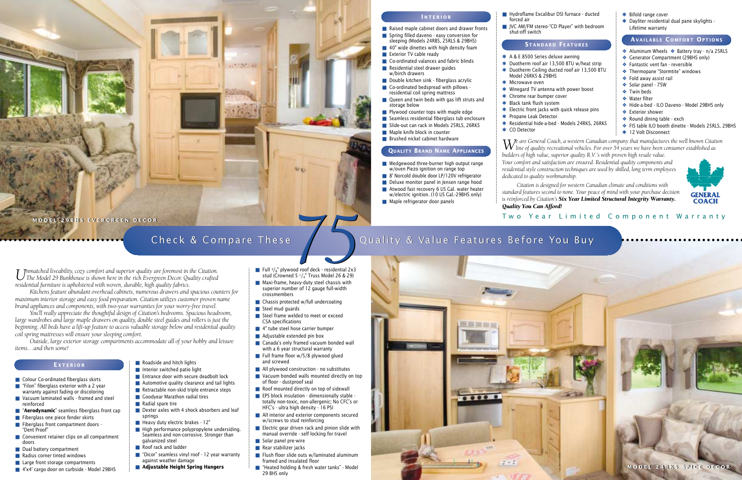MODEL 29BHS EVERGREEN DECOR

# Check & Compare These 75 Quality & Value Features Before You Buy

*Unmatched liveability, cozy comfort and superior quality are foremost in the Citation. The Model 29 Bunkhouse is shown here in the rich Evergreen Decor. Quality crafted residential furniture is upholstered with woven, durable, high quality fabrics.*

*Kitchens feature abundant overhead cabinets, numerous drawers and spacious counters for maximum interior storage and easy food preparation. Citation utilizes customer proven name brand appliances and components, with two-year warranties for your worry-free travel.*

*You'll really appreciate the thoughtful design of Citation's bedrooms. Spacious headroom, large wardrobes and large maple drawers on quality, double steel guides and rollers is just the beginning. All beds have a lift-up feature to access valuable storage below and residential quality coil spring mattresses will ensure your sleeping comfort.*

*Outside, large exterior storage compartments accommodate all of your hobby and leisure items…and then some!*

## Exterior

- Colour Co-ordinated fiberglass skirts
- "Filon" fiberglass exterior with a 2 year warranty against fading or discoloring
- Vacuum laminated walls - framed and steel reinforced
- "**Aerodynamic**" seamless fiberglass front cap
- Fiberglass one piece fender skirts
- Fiberglass front compartment doors - "Dent Proof"
- Convenient retainer clips on all compartment doors
- Dual battery compartment
- Radius corner tinted windows
- Large front storage compartments
- 4'x4' cargo door on curbside - Model 29BHS
- Roadside and hitch lights
- Interior switched patio light
- Entrance door with secure deadbolt lock
- Automotive quality clearance and tail lights
- Retractable non-skid triple entrance steps
- Goodyear Marathon radial tires
- Radial spare tire
- Dexter axles with 4 shock absorbers and leaf springs
- Heavy duty electric brakes - 12"
- High performance polypropylene undersiding. Seamless and non-corrosive. Stronger than galvanized steel
- Roof rack and ladder
- "Dicor" seamless vinyl roof - 12 year warranty against weather damage
- **Adjustable Height Spring Hangers**
- Full 3/8" plywood roof deck - residential 2x3 stud (Crowned 5 1/4" Truss Model 26 & 29)
- Maxi-frame, heavy-duty steel chassis with superior number of 12 gauge full-width crossmembers
- Chassis protected w/full undercoating
- Steel mud guards
- Steel frame welded to meet or exceed CSA specifications
- 4" tube steel hose carrier bumper
- Adjustable extended pin box
- Canada's only framed vacuum bonded wall with a 6 year structural warranty
- Full frame floor w/5/8 plywood glued and screwed
- All plywood construction - no substitutes
- Vacuum bonded walls mounted directly on top of floor - dustproof seal
- Roof mounted directly on top of sidewall
- EPS block insulation - dimensionally stable - totally non-toxic, non-allergenic; No CFC's or HFC's - ultra high density - 16 PSI
- All interior and exterior components secured w/screws to stud reinforcing
- Electric gear driven rack and pinion slide with manual override - self locking for travel
- Solar panel pre-wire
- Rear stabilizer jacks
- Flush floor slide outs w/laminated aluminum framed and insulated floor
- "Heated holding & fresh water tanks" - Model 29 BHS only

## Interior

- Raised maple cabinet doors and drawer fronts
- Spring filled daveno - easy conversion for sleeping (Models 24RBS, 25RLS & 29BHS)
- 40" wide dinettes with high density foam
- Exterior TV cable ready
- Co-ordinated valances and fabric blinds
- Residential steel drawer guides w/birch drawers
- Double kitchen sink - fiberglass acrylic
- Co-ordinated bedspread with pillows - residential coil spring mattress
- Queen and twin beds with gas lift struts and storage below
- Plywood counter tops with maple edge
- Seamless residential fiberglass tub enclosure
- Slide-out can rack in Models 25RLS, 26RKS
- Maple knife block in counter
- Brushed nickel cabinet hardware

## Quality Brand Name Appliances

- Wedgewood three-burner high output range w/oven Piezo ignition on range top
- 8' Norcold double door LP/120V refrigerator
- Deluxe monitor panel in Jensen range hood
- Atwood fast recovery 6 US Gal. water heater w/electric ignition. (10 US Gal.-29BHS only)
- Maple refrigerator door panels
- Hydroflame Excalibur DSI furnace - ducted forced air
- JVC AM/FM stereo-"CD Player" with bedroom shut-off switch

## Standard Features

- A & E 8500 Series deluxe awning
- Duotherm roof air 13,500 BTU w/heat strip
- Duotherm Ceiling ducted roof air 13,500 BTU Model 26RKS & 29BHS
- Microwave oven
- Winegard TV antenna with power boost
- Chrome rear bumper cover
- Black tank flush system
- Electric front jacks with quick release pins
- Propane Leak Detector
- Residential hide-a-bed - Models 24RKS, 26RKS
- CO Detector
- Bifold range cover
- Dayliter residential dual pane skylights - Lifetime warranty

## Available Comfort Options

- Aluminum Wheels
- Battery tray - n/a 25RLS
- Generator Compartment (29BHS only)
- Fantastic vent fan - reversible
- Thermopane "Stormtite" windows
- Fold away assist rail
- Solar panel - 75W
- Twin beds
- Water filter
- Hide-a-bed - ILO Daveno - Model 29BHS only
- Exterior shower
- Round dining table - exch
- FIS table ILO booth dinette - Models 25RLS, 29BHS
- 12 Volt Disconnect

*We are General Coach, a western Canadian company that manufactures the well known Citation line of quality recreational vehicles. For over 54 years we have been consumer established as builders of high value, superior quality R.V.'s with proven high resale value. Your comfort and satisfaction are ensured. Residential quality components and residential style construction techniques are used by skilled, long term employees dedicated to quality workmanship.*

*Citation is designed for western Canadian climate and conditions with standard features second to none. Your peace of mind with your purchase decision is reinforced by Citation's* ***Six Year Limited Structural Integrity Warranty.*** ***Quality You Can Afford!***

GENERAL COACH

Two Year Limited Component Warranty

MODEL 24RKS SPICE DECOR